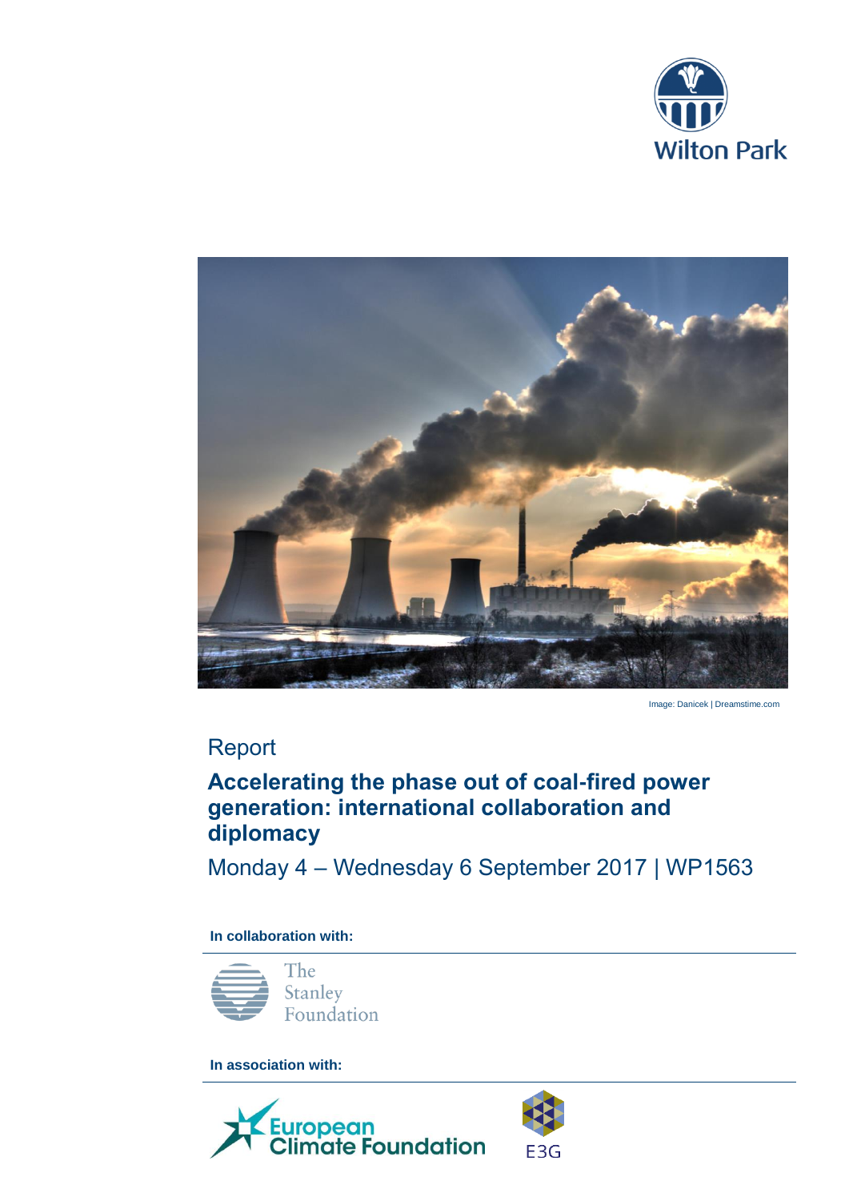Wilton Park

Image: Danicek | Dreamstime.com

Report

# Accelerating the phase out of coal-fired power generation: international collaboration and diplomacy

Monday 4 – Wednesday 6 September 2017 | WP1563

**In collaboration with:**

The Stanley Foundation

**In association with:**

European Climate Foundation

E3G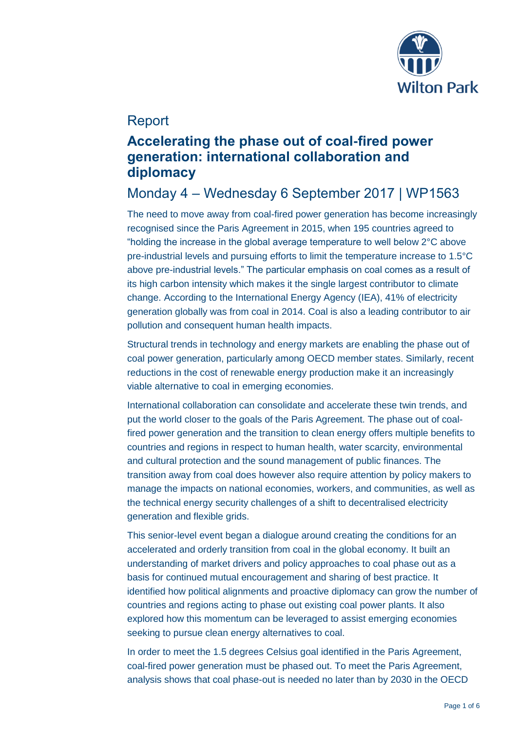# Report

## Accelerating the phase out of coal-fired power generation: international collaboration and diplomacy

## Monday 4 – Wednesday 6 September 2017 | WP1563

The need to move away from coal-fired power generation has become increasingly recognised since the Paris Agreement in 2015, when 195 countries agreed to "holding the increase in the global average temperature to well below 2°C above pre-industrial levels and pursuing efforts to limit the temperature increase to 1.5°C above pre-industrial levels." The particular emphasis on coal comes as a result of its high carbon intensity which makes it the single largest contributor to climate change. According to the International Energy Agency (IEA), 41% of electricity generation globally was from coal in 2014. Coal is also a leading contributor to air pollution and consequent human health impacts.

Structural trends in technology and energy markets are enabling the phase out of coal power generation, particularly among OECD member states. Similarly, recent reductions in the cost of renewable energy production make it an increasingly viable alternative to coal in emerging economies.

International collaboration can consolidate and accelerate these twin trends, and put the world closer to the goals of the Paris Agreement. The phase out of coal-fired power generation and the transition to clean energy offers multiple benefits to countries and regions in respect to human health, water scarcity, environmental and cultural protection and the sound management of public finances. The transition away from coal does however also require attention by policy makers to manage the impacts on national economies, workers, and communities, as well as the technical energy security challenges of a shift to decentralised electricity generation and flexible grids.

This senior-level event began a dialogue around creating the conditions for an accelerated and orderly transition from coal in the global economy. It built an understanding of market drivers and policy approaches to coal phase out as a basis for continued mutual encouragement and sharing of best practice. It identified how political alignments and proactive diplomacy can grow the number of countries and regions acting to phase out existing coal power plants. It also explored how this momentum can be leveraged to assist emerging economies seeking to pursue clean energy alternatives to coal.

In order to meet the 1.5 degrees Celsius goal identified in the Paris Agreement, coal-fired power generation must be phased out. To meet the Paris Agreement, analysis shows that coal phase-out is needed no later than by 2030 in the OECD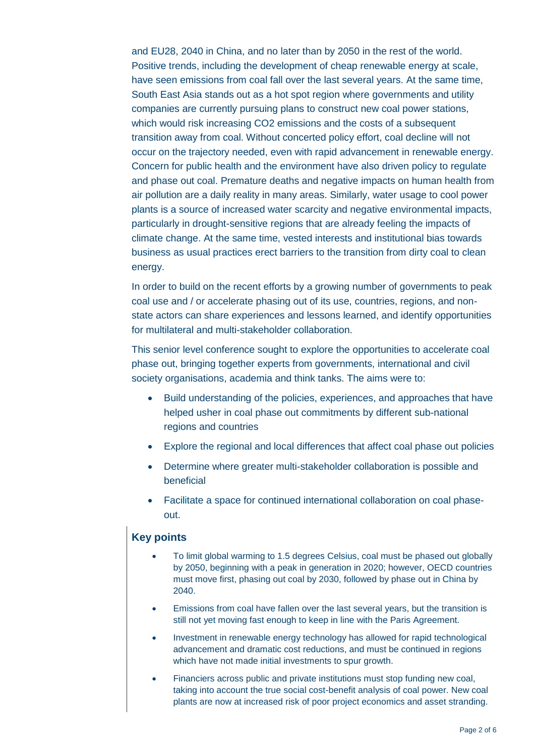and EU28, 2040 in China, and no later than by 2050 in the rest of the world. Positive trends, including the development of cheap renewable energy at scale, have seen emissions from coal fall over the last several years. At the same time, South East Asia stands out as a hot spot region where governments and utility companies are currently pursuing plans to construct new coal power stations, which would risk increasing $CO_2$ emissions and the costs of a subsequent transition away from coal. Without concerted policy effort, coal decline will not occur on the trajectory needed, even with rapid advancement in renewable energy. Concern for public health and the environment have also driven policy to regulate and phase out coal. Premature deaths and negative impacts on human health from air pollution are a daily reality in many areas. Similarly, water usage to cool power plants is a source of increased water scarcity and negative environmental impacts, particularly in drought-sensitive regions that are already feeling the impacts of climate change. At the same time, vested interests and institutional bias towards business as usual practices erect barriers to the transition from dirty coal to clean energy.

In order to build on the recent efforts by a growing number of governments to peak coal use and / or accelerate phasing out of its use, countries, regions, and non-state actors can share experiences and lessons learned, and identify opportunities for multilateral and multi-stakeholder collaboration.

This senior level conference sought to explore the opportunities to accelerate coal phase out, bringing together experts from governments, international and civil society organisations, academia and think tanks. The aims were to:

- Build understanding of the policies, experiences, and approaches that have helped usher in coal phase out commitments by different sub-national regions and countries
- Explore the regional and local differences that affect coal phase out policies
- Determine where greater multi-stakeholder collaboration is possible and beneficial
- Facilitate a space for continued international collaboration on coal phase-out.

## Key points

- To limit global warming to 1.5 degrees Celsius, coal must be phased out globally by 2050, beginning with a peak in generation in 2020; however, OECD countries must move first, phasing out coal by 2030, followed by phase out in China by 2040.
- Emissions from coal have fallen over the last several years, but the transition is still not yet moving fast enough to keep in line with the Paris Agreement.
- Investment in renewable energy technology has allowed for rapid technological advancement and dramatic cost reductions, and must be continued in regions which have not made initial investments to spur growth.
- Financiers across public and private institutions must stop funding new coal, taking into account the true social cost-benefit analysis of coal power. New coal plants are now at increased risk of poor project economics and asset stranding.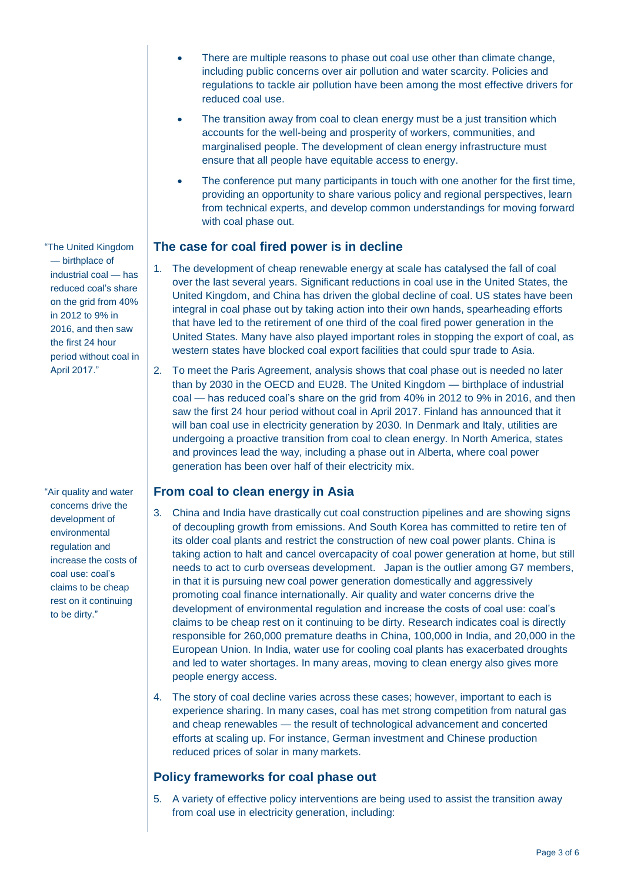- There are multiple reasons to phase out coal use other than climate change, including public concerns over air pollution and water scarcity. Policies and regulations to tackle air pollution have been among the most effective drivers for reduced coal use.
- The transition away from coal to clean energy must be a just transition which accounts for the well-being and prosperity of workers, communities, and marginalised people. The development of clean energy infrastructure must ensure that all people have equitable access to energy.
- The conference put many participants in touch with one another for the first time, providing an opportunity to share various policy and regional perspectives, learn from technical experts, and develop common understandings for moving forward with coal phase out.

> "The United Kingdom — birthplace of industrial coal — has reduced coal's share on the grid from 40% in 2012 to 9% in 2016, and then saw the first 24 hour period without coal in April 2017."

## The case for coal fired power is in decline

1. The development of cheap renewable energy at scale has catalysed the fall of coal over the last several years. Significant reductions in coal use in the United States, the United Kingdom, and China has driven the global decline of coal. US states have been integral in coal phase out by taking action into their own hands, spearheading efforts that have led to the retirement of one third of the coal fired power generation in the United States. Many have also played important roles in stopping the export of coal, as western states have blocked coal export facilities that could spur trade to Asia.
2. To meet the Paris Agreement, analysis shows that coal phase out is needed no later than by 2030 in the OECD and EU28. The United Kingdom — birthplace of industrial coal — has reduced coal's share on the grid from 40% in 2012 to 9% in 2016, and then saw the first 24 hour period without coal in April 2017. Finland has announced that it will ban coal use in electricity generation by 2030. In Denmark and Italy, utilities are undergoing a proactive transition from coal to clean energy. In North America, states and provinces lead the way, including a phase out in Alberta, where coal power generation has been over half of their electricity mix.

> "Air quality and water concerns drive the development of environmental regulation and increase the costs of coal use: coal's claims to be cheap rest on it continuing to be dirty."

## From coal to clean energy in Asia

3. China and India have drastically cut coal construction pipelines and are showing signs of decoupling growth from emissions. And South Korea has committed to retire ten of its older coal plants and restrict the construction of new coal power plants. China is taking action to halt and cancel overcapacity of coal power generation at home, but still needs to act to curb overseas development. Japan is the outlier among G7 members, in that it is pursuing new coal power generation domestically and aggressively promoting coal finance internationally. Air quality and water concerns drive the development of environmental regulation and increase the costs of coal use: coal's claims to be cheap rest on it continuing to be dirty. Research indicates coal is directly responsible for 260,000 premature deaths in China, 100,000 in India, and 20,000 in the European Union. In India, water use for cooling coal plants has exacerbated droughts and led to water shortages. In many areas, moving to clean energy also gives more people energy access.
4. The story of coal decline varies across these cases; however, important to each is experience sharing. In many cases, coal has met strong competition from natural gas and cheap renewables — the result of technological advancement and concerted efforts at scaling up. For instance, German investment and Chinese production reduced prices of solar in many markets.

## Policy frameworks for coal phase out

5. A variety of effective policy interventions are being used to assist the transition away from coal use in electricity generation, including: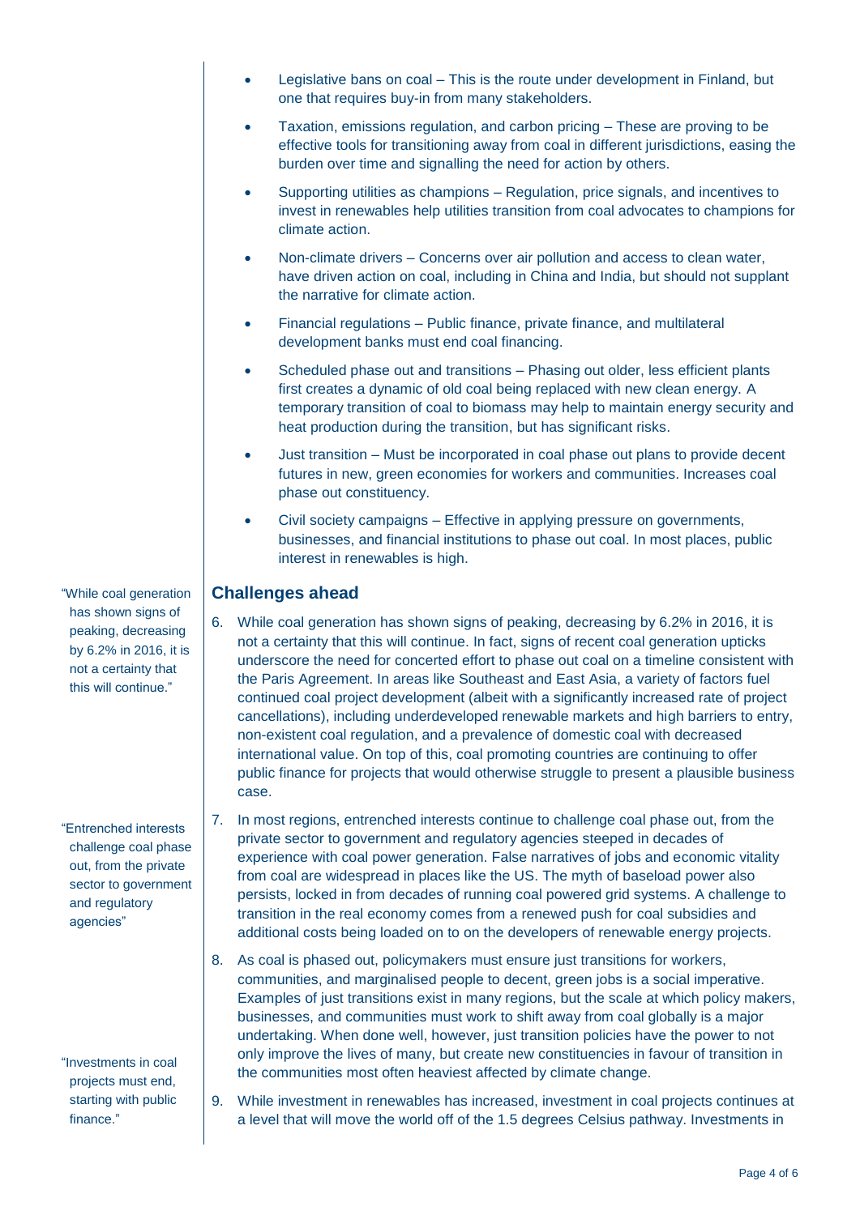- Legislative bans on coal – This is the route under development in Finland, but one that requires buy-in from many stakeholders.
- Taxation, emissions regulation, and carbon pricing – These are proving to be effective tools for transitioning away from coal in different jurisdictions, easing the burden over time and signalling the need for action by others.
- Supporting utilities as champions – Regulation, price signals, and incentives to invest in renewables help utilities transition from coal advocates to champions for climate action.
- Non-climate drivers – Concerns over air pollution and access to clean water, have driven action on coal, including in China and India, but should not supplant the narrative for climate action.
- Financial regulations – Public finance, private finance, and multilateral development banks must end coal financing.
- Scheduled phase out and transitions – Phasing out older, less efficient plants first creates a dynamic of old coal being replaced with new clean energy. A temporary transition of coal to biomass may help to maintain energy security and heat production during the transition, but has significant risks.
- Just transition – Must be incorporated in coal phase out plans to provide decent futures in new, green economies for workers and communities. Increases coal phase out constituency.
- Civil society campaigns – Effective in applying pressure on governments, businesses, and financial institutions to phase out coal. In most places, public interest in renewables is high.

## Challenges ahead

"While coal generation has shown signs of peaking, decreasing by 6.2% in 2016, it is not a certainty that this will continue."

6. While coal generation has shown signs of peaking, decreasing by 6.2% in 2016, it is not a certainty that this will continue. In fact, signs of recent coal generation upticks underscore the need for concerted effort to phase out coal on a timeline consistent with the Paris Agreement. In areas like Southeast and East Asia, a variety of factors fuel continued coal project development (albeit with a significantly increased rate of project cancellations), including underdeveloped renewable markets and high barriers to entry, non-existent coal regulation, and a prevalence of domestic coal with decreased international value. On top of this, coal promoting countries are continuing to offer public finance for projects that would otherwise struggle to present a plausible business case.

"Entrenched interests challenge coal phase out, from the private sector to government and regulatory agencies"

7. In most regions, entrenched interests continue to challenge coal phase out, from the private sector to government and regulatory agencies steeped in decades of experience with coal power generation. False narratives of jobs and economic vitality from coal are widespread in places like the US. The myth of baseload power also persists, locked in from decades of running coal powered grid systems. A challenge to transition in the real economy comes from a renewed push for coal subsidies and additional costs being loaded on to on the developers of renewable energy projects.

8. As coal is phased out, policymakers must ensure just transitions for workers, communities, and marginalised people to decent, green jobs is a social imperative. Examples of just transitions exist in many regions, but the scale at which policy makers, businesses, and communities must work to shift away from coal globally is a major undertaking. When done well, however, just transition policies have the power to not only improve the lives of many, but create new constituencies in favour of transition in the communities most often heaviest affected by climate change.

"Investments in coal projects must end, starting with public finance."

9. While investment in renewables has increased, investment in coal projects continues at a level that will move the world off of the 1.5 degrees Celsius pathway. Investments in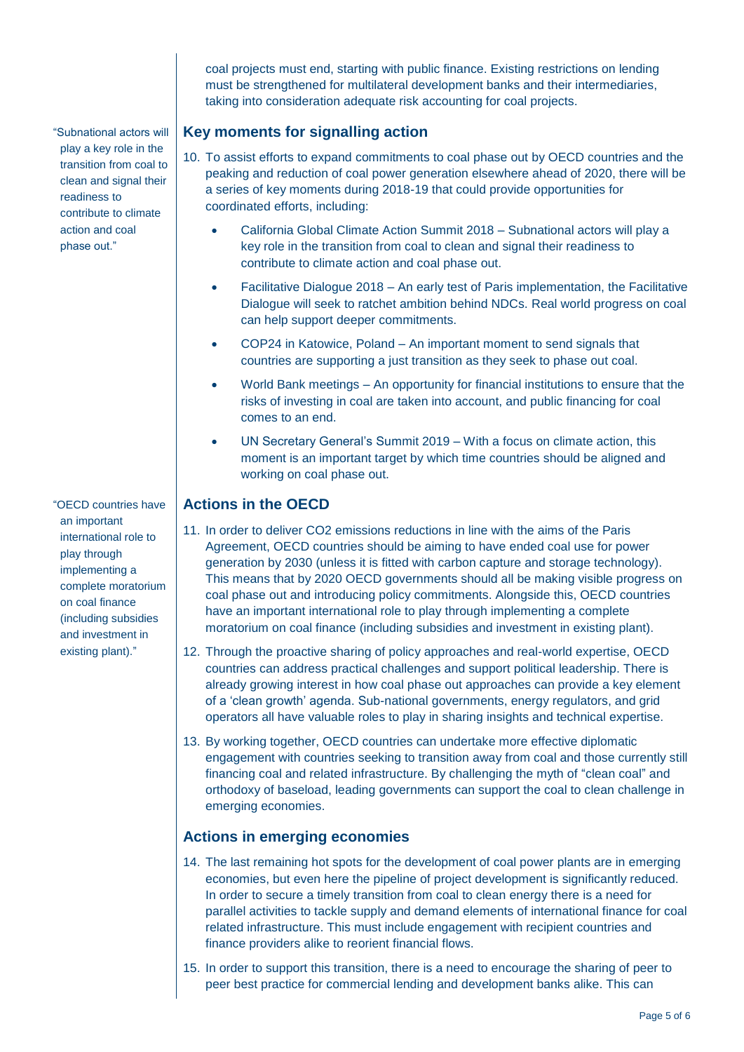coal projects must end, starting with public finance. Existing restrictions on lending must be strengthened for multilateral development banks and their intermediaries, taking into consideration adequate risk accounting for coal projects.

"Subnational actors will play a key role in the transition from coal to clean and signal their readiness to contribute to climate action and coal phase out."

## Key moments for signalling action

10. To assist efforts to expand commitments to coal phase out by OECD countries and the peaking and reduction of coal power generation elsewhere ahead of 2020, there will be a series of key moments during 2018-19 that could provide opportunities for coordinated efforts, including:

    - California Global Climate Action Summit 2018 – Subnational actors will play a key role in the transition from coal to clean and signal their readiness to contribute to climate action and coal phase out.
    - Facilitative Dialogue 2018 – An early test of Paris implementation, the Facilitative Dialogue will seek to ratchet ambition behind NDCs. Real world progress on coal can help support deeper commitments.
    - COP24 in Katowice, Poland – An important moment to send signals that countries are supporting a just transition as they seek to phase out coal.
    - World Bank meetings – An opportunity for financial institutions to ensure that the risks of investing in coal are taken into account, and public financing for coal comes to an end.
    - UN Secretary General's Summit 2019 – With a focus on climate action, this moment is an important target by which time countries should be aligned and working on coal phase out.

"OECD countries have an important international role to play through implementing a complete moratorium on coal finance (including subsidies and investment in existing plant)."

## Actions in the OECD

11. In order to deliver $CO_2$ emissions reductions in line with the aims of the Paris Agreement, OECD countries should be aiming to have ended coal use for power generation by 2030 (unless it is fitted with carbon capture and storage technology). This means that by 2020 OECD governments should all be making visible progress on coal phase out and introducing policy commitments. Alongside this, OECD countries have an important international role to play through implementing a complete moratorium on coal finance (including subsidies and investment in existing plant).

12. Through the proactive sharing of policy approaches and real-world expertise, OECD countries can address practical challenges and support political leadership. There is already growing interest in how coal phase out approaches can provide a key element of a 'clean growth' agenda. Sub-national governments, energy regulators, and grid operators all have valuable roles to play in sharing insights and technical expertise.

13. By working together, OECD countries can undertake more effective diplomatic engagement with countries seeking to transition away from coal and those currently still financing coal and related infrastructure. By challenging the myth of "clean coal" and orthodoxy of baseload, leading governments can support the coal to clean challenge in emerging economies.

## Actions in emerging economies

14. The last remaining hot spots for the development of coal power plants are in emerging economies, but even here the pipeline of project development is significantly reduced. In order to secure a timely transition from coal to clean energy there is a need for parallel activities to tackle supply and demand elements of international finance for coal related infrastructure. This must include engagement with recipient countries and finance providers alike to reorient financial flows.

15. In order to support this transition, there is a need to encourage the sharing of peer to peer best practice for commercial lending and development banks alike. This can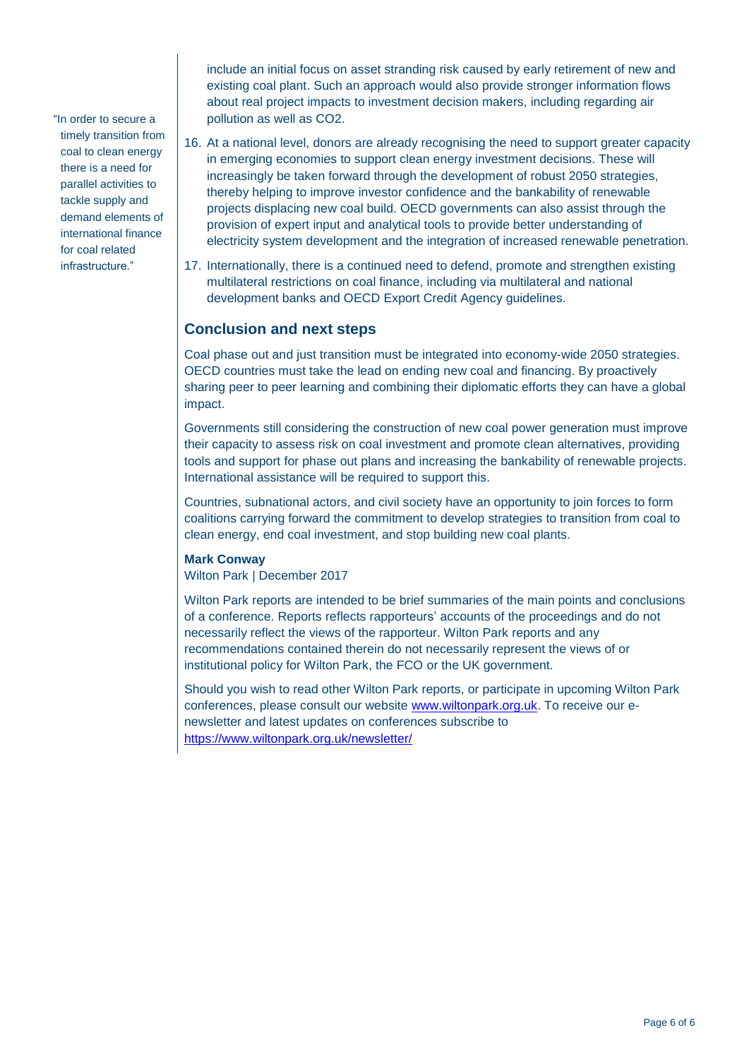include an initial focus on asset stranding risk caused by early retirement of new and existing coal plant. Such an approach would also provide stronger information flows about real project impacts to investment decision makers, including regarding air pollution as well as CO2.

"In order to secure a timely transition from coal to clean energy there is a need for parallel activities to tackle supply and demand elements of international finance for coal related infrastructure."

16. At a national level, donors are already recognising the need to support greater capacity in emerging economies to support clean energy investment decisions. These will increasingly be taken forward through the development of robust 2050 strategies, thereby helping to improve investor confidence and the bankability of renewable projects displacing new coal build. OECD governments can also assist through the provision of expert input and analytical tools to provide better understanding of electricity system development and the integration of increased renewable penetration.
17. Internationally, there is a continued need to defend, promote and strengthen existing multilateral restrictions on coal finance, including via multilateral and national development banks and OECD Export Credit Agency guidelines.

## Conclusion and next steps

Coal phase out and just transition must be integrated into economy-wide 2050 strategies. OECD countries must take the lead on ending new coal and financing. By proactively sharing peer to peer learning and combining their diplomatic efforts they can have a global impact.

Governments still considering the construction of new coal power generation must improve their capacity to assess risk on coal investment and promote clean alternatives, providing tools and support for phase out plans and increasing the bankability of renewable projects. International assistance will be required to support this.

Countries, subnational actors, and civil society have an opportunity to join forces to form coalitions carrying forward the commitment to develop strategies to transition from coal to clean energy, end coal investment, and stop building new coal plants.

**Mark Conway**
Wilton Park | December 2017

Wilton Park reports are intended to be brief summaries of the main points and conclusions of a conference. Reports reflects rapporteurs' accounts of the proceedings and do not necessarily reflect the views of the rapporteur. Wilton Park reports and any recommendations contained therein do not necessarily represent the views of or institutional policy for Wilton Park, the FCO or the UK government.

Should you wish to read other Wilton Park reports, or participate in upcoming Wilton Park conferences, please consult our website www.wiltonpark.org.uk. To receive our e-newsletter and latest updates on conferences subscribe to https://www.wiltonpark.org.uk/newsletter/